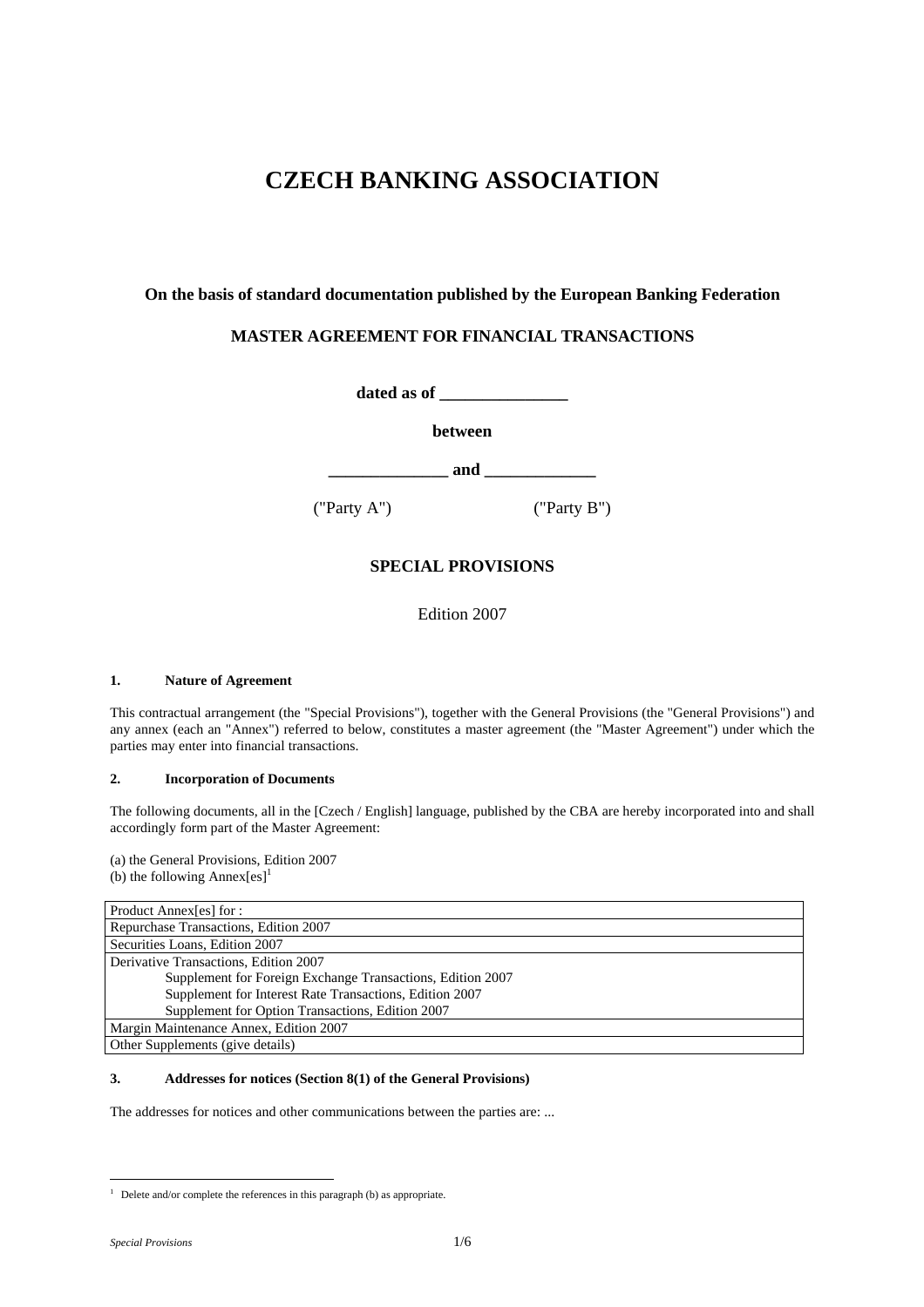# CZECH BANKING ASSOCIATION

**On the basis of standard documentation published by the European Banking Federation**

**MASTER AGREEMENT FOR FINANCIAL TRANSACTIONS**

**dated as of _______________**

**between**

**______________ and _____________**

("Party A") ("Party B")

## SPECIAL PROVISIONS

Edition 2007

### 1. Nature of Agreement

This contractual arrangement (the "Special Provisions"), together with the General Provisions (the "General Provisions") and any annex (each an "Annex") referred to below, constitutes a master agreement (the "Master Agreement") under which the parties may enter into financial transactions.

### 2. Incorporation of Documents

The following documents, all in the [Czech / English] language, published by the CBA are hereby incorporated into and shall accordingly form part of the Master Agreement:

(a) the General Provisions, Edition 2007
(b) the following Annex[es][1]

| Product Annex[es] for : |
|---|
| Repurchase Transactions, Edition 2007 |
| Securities Loans, Edition 2007 |
| Derivative Transactions, Edition 2007<br>Supplement for Foreign Exchange Transactions, Edition 2007<br>Supplement for Interest Rate Transactions, Edition 2007<br>Supplement for Option Transactions, Edition 2007 |
| Margin Maintenance Annex, Edition 2007 |
| Other Supplements (give details) |

### 3. Addresses for notices (Section 8(1) of the General Provisions)

The addresses for notices and other communications between the parties are: ...

---

[1] Delete and/or complete the references in this paragraph (b) as appropriate.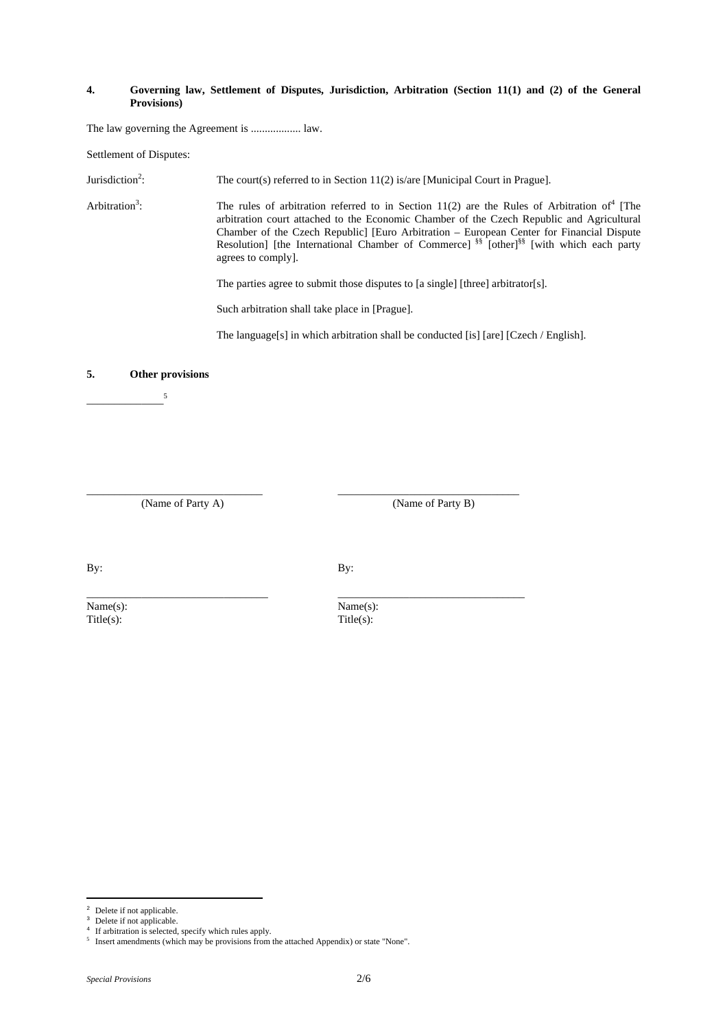**4. Governing law, Settlement of Disputes, Jurisdiction, Arbitration (Section 11(1) and (2) of the General Provisions)**

The law governing the Agreement is .................. law.

Settlement of Disputes:

Jurisdiction[2]: The court(s) referred to in Section 11(2) is/are [Municipal Court in Prague].

Arbitration[3]: The rules of arbitration referred to in Section 11(2) are the Rules of Arbitration of[4] [The arbitration court attached to the Economic Chamber of the Czech Republic and Agricultural Chamber of the Czech Republic] [Euro Arbitration – European Center for Financial Dispute Resolution] [the International Chamber of Commerce] [§§] [other][§§] [with which each party agrees to comply].

The parties agree to submit those disputes to [a single] [three] arbitrator[s].

Such arbitration shall take place in [Prague].

The language[s] in which arbitration shall be conducted [is] [are] [Czech / English].

**5. Other provisions**

______________[5]

| ______________________________ | ______________________________ |
|---|---|
| (Name of Party A) | (Name of Party B) |
| By: | By: |
| ______________________________ | ______________________________ |
| Name(s): | Name(s): |
| Title(s): | Title(s): |

---

[2] Delete if not applicable.
[3] Delete if not applicable.
[4] If arbitration is selected, specify which rules apply.
[5] Insert amendments (which may be provisions from the attached Appendix) or state "None".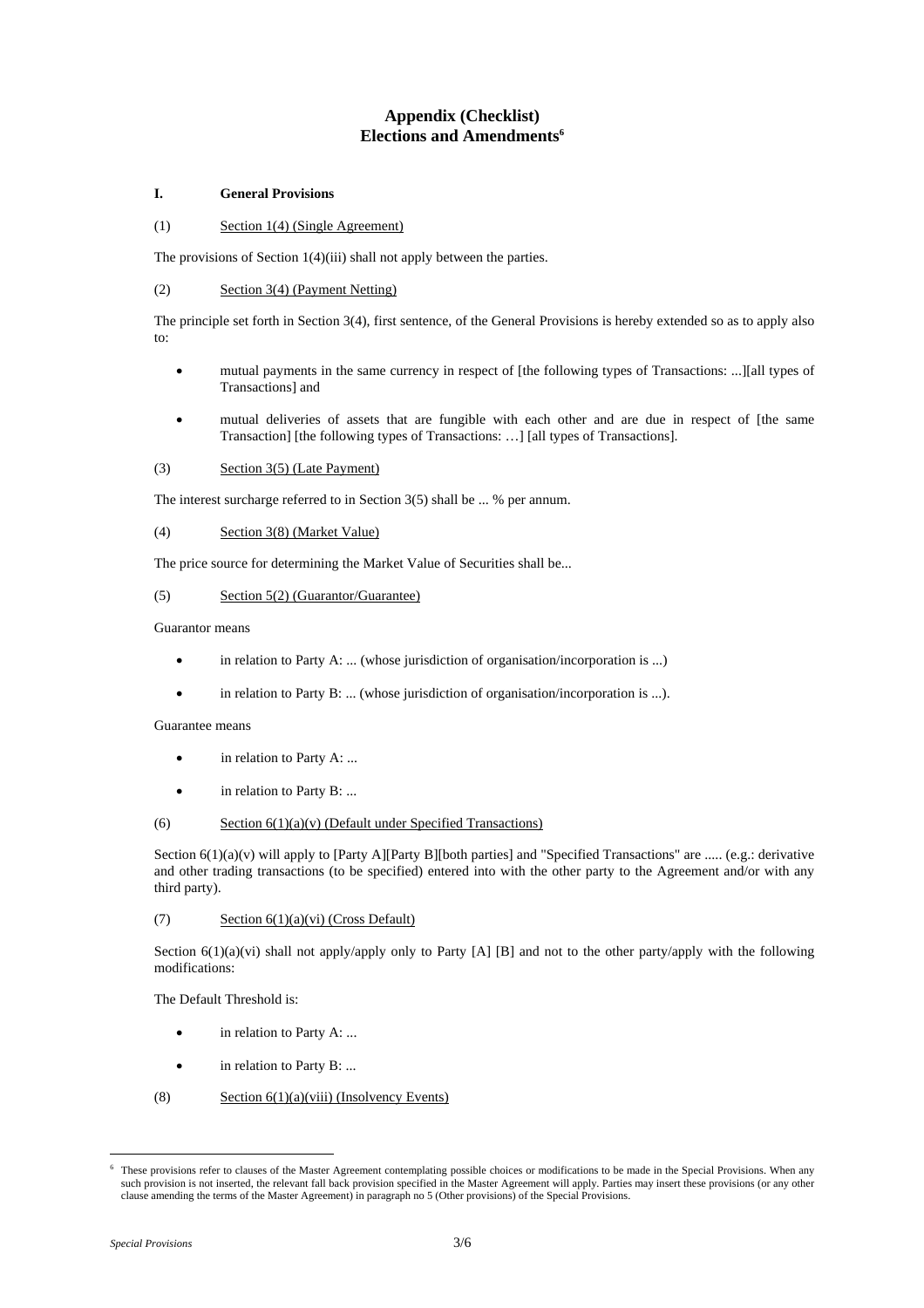# Appendix (Checklist)
# Elections and Amendments[6]

## I. General Provisions

(1) Section 1(4) (Single Agreement)

The provisions of Section 1(4)(iii) shall not apply between the parties.

(2) Section 3(4) (Payment Netting)

The principle set forth in Section 3(4), first sentence, of the General Provisions is hereby extended so as to apply also to:

- mutual payments in the same currency in respect of [the following types of Transactions: ...][all types of Transactions] and
- mutual deliveries of assets that are fungible with each other and are due in respect of [the same Transaction] [the following types of Transactions: …] [all types of Transactions].

(3) Section 3(5) (Late Payment)

The interest surcharge referred to in Section 3(5) shall be ... % per annum.

(4) Section 3(8) (Market Value)

The price source for determining the Market Value of Securities shall be...

(5) Section 5(2) (Guarantor/Guarantee)

Guarantor means

- in relation to Party A: ... (whose jurisdiction of organisation/incorporation is ...)
- in relation to Party B: ... (whose jurisdiction of organisation/incorporation is ...).

Guarantee means

- in relation to Party A: ...
- in relation to Party B: ...

(6) Section 6(1)(a)(v) (Default under Specified Transactions)

Section 6(1)(a)(v) will apply to [Party A][Party B][both parties] and "Specified Transactions" are ..... (e.g.: derivative and other trading transactions (to be specified) entered into with the other party to the Agreement and/or with any third party).

(7) Section 6(1)(a)(vi) (Cross Default)

Section 6(1)(a)(vi) shall not apply/apply only to Party [A] [B] and not to the other party/apply with the following modifications:

The Default Threshold is:

- in relation to Party A: ...
- in relation to Party B: ...

(8) Section 6(1)(a)(viii) (Insolvency Events)

---

[6] These provisions refer to clauses of the Master Agreement contemplating possible choices or modifications to be made in the Special Provisions. When any such provision is not inserted, the relevant fall back provision specified in the Master Agreement will apply. Parties may insert these provisions (or any other clause amending the terms of the Master Agreement) in paragraph no 5 (Other provisions) of the Special Provisions.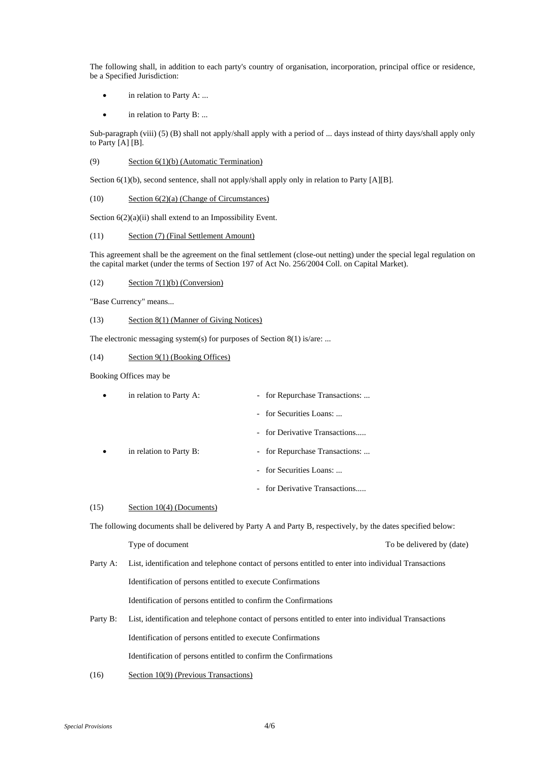The following shall, in addition to each party's country of organisation, incorporation, principal office or residence, be a Specified Jurisdiction:

- in relation to Party A: ...
- in relation to Party B: ...

Sub-paragraph (viii) (5) (B) shall not apply/shall apply with a period of ... days instead of thirty days/shall apply only to Party [A] [B].

(9) Section 6(1)(b) (Automatic Termination)

Section 6(1)(b), second sentence, shall not apply/shall apply only in relation to Party [A][B].

(10) Section 6(2)(a) (Change of Circumstances)

Section 6(2)(a)(ii) shall extend to an Impossibility Event.

(11) Section (7) (Final Settlement Amount)

This agreement shall be the agreement on the final settlement (close-out netting) under the special legal regulation on the capital market (under the terms of Section 197 of Act No. 256/2004 Coll. on Capital Market).

(12) Section 7(1)(b) (Conversion)

"Base Currency" means...

(13) Section 8(1) (Manner of Giving Notices)

The electronic messaging system(s) for purposes of Section 8(1) is/are: ...

(14) Section 9(1) (Booking Offices)

Booking Offices may be

- in relation to Party A:
  - for Repurchase Transactions: ...
  - for Securities Loans: ...
  - for Derivative Transactions.....
- in relation to Party B:
  - for Repurchase Transactions: ...
  - for Securities Loans: ...
  - for Derivative Transactions.....

(15) Section 10(4) (Documents)

The following documents shall be delivered by Party A and Party B, respectively, by the dates specified below:

| | Type of document | To be delivered by (date) |
|---|---|---|
| Party A: | List, identification and telephone contact of persons entitled to enter into individual Transactions | |
| | Identification of persons entitled to execute Confirmations | |
| | Identification of persons entitled to confirm the Confirmations | |
| Party B: | List, identification and telephone contact of persons entitled to enter into individual Transactions | |
| | Identification of persons entitled to execute Confirmations | |
| | Identification of persons entitled to confirm the Confirmations | |

(16) Section 10(9) (Previous Transactions)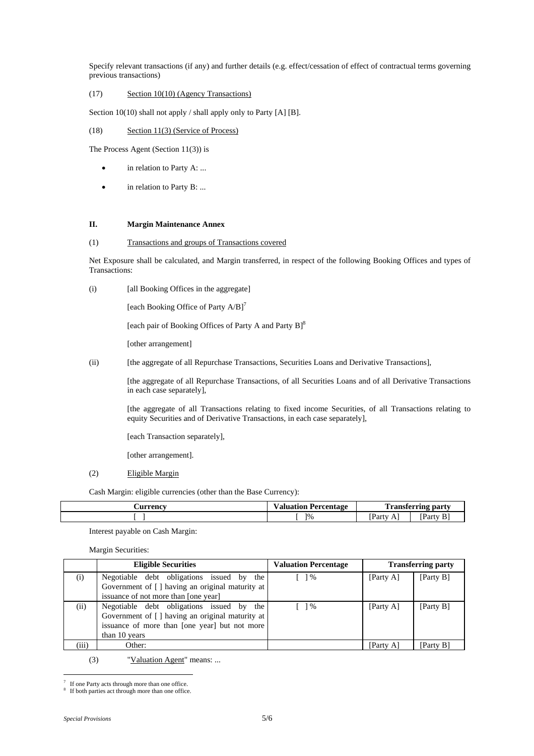Specify relevant transactions (if any) and further details (e.g. effect/cessation of effect of contractual terms governing previous transactions)

(17) Section 10(10) (Agency Transactions)

Section 10(10) shall not apply / shall apply only to Party [A] [B].

(18) Section 11(3) (Service of Process)

The Process Agent (Section 11(3)) is

- in relation to Party A: ...
- in relation to Party B: ...

## II. Margin Maintenance Annex

(1) Transactions and groups of Transactions covered

Net Exposure shall be calculated, and Margin transferred, in respect of the following Booking Offices and types of Transactions:

(i) [all Booking Offices in the aggregate]

[each Booking Office of Party A/B][7]

[each pair of Booking Offices of Party A and Party B][8]

[other arrangement]

(ii) [the aggregate of all Repurchase Transactions, Securities Loans and Derivative Transactions],

[the aggregate of all Repurchase Transactions, of all Securities Loans and of all Derivative Transactions in each case separately],

[the aggregate of all Transactions relating to fixed income Securities, of all Transactions relating to equity Securities and of Derivative Transactions, in each case separately],

[each Transaction separately],

[other arrangement].

(2) Eligible Margin

Cash Margin: eligible currencies (other than the Base Currency):

| Currency | Valuation Percentage | Transferring party | |
|---|---|---|---|
| [ ] | [ ]% | [Party A] | [Party B] |

Interest payable on Cash Margin:

Margin Securities:

| | Eligible Securities | Valuation Percentage | Transferring party | |
|---|---|---|---|---|
| (i) | Negotiable debt obligations issued by the Government of [ ] having an original maturity at issuance of not more than [one year] | [ ] % | [Party A] | [Party B] |
| (ii) | Negotiable debt obligations issued by the Government of [ ] having an original maturity at issuance of more than [one year] but not more than 10 years | [ ] % | [Party A] | [Party B] |
| (iii) | Other: | | [Party A] | [Party B] |

(3) "Valuation Agent" means: ...

---

[7] If one Party acts through more than one office.

[8] If both parties act through more than one office.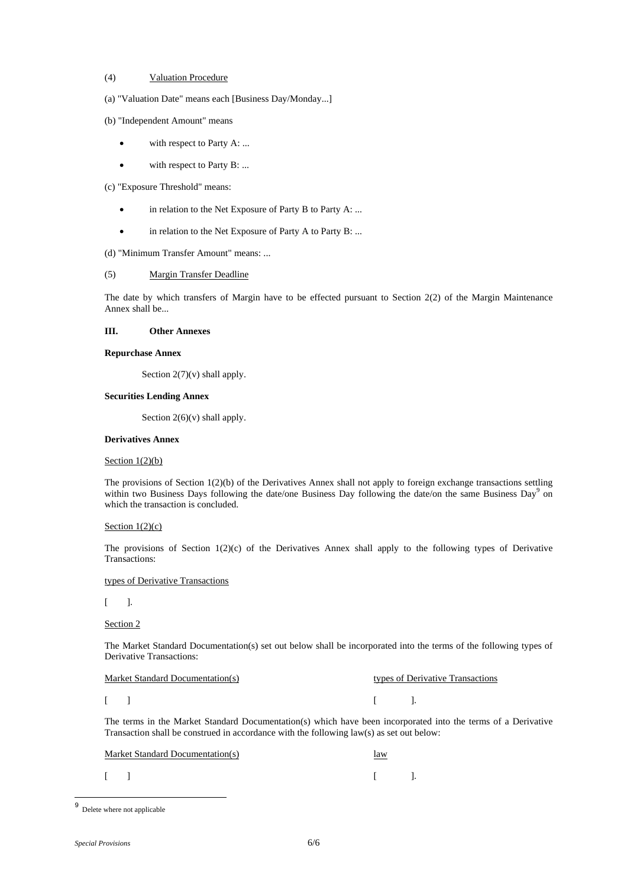(4) Valuation Procedure

(a) "Valuation Date" means each [Business Day/Monday...]

(b) "Independent Amount" means

- with respect to Party A: ...
- with respect to Party B: ...

(c) "Exposure Threshold" means:

- in relation to the Net Exposure of Party B to Party A: ...
- in relation to the Net Exposure of Party A to Party B: ...

(d) "Minimum Transfer Amount" means: ...

(5) Margin Transfer Deadline

The date by which transfers of Margin have to be effected pursuant to Section 2(2) of the Margin Maintenance Annex shall be...

**III. Other Annexes**

**Repurchase Annex**

Section 2(7)(v) shall apply.

**Securities Lending Annex**

Section 2(6)(v) shall apply.

**Derivatives Annex**

Section 1(2)(b)

The provisions of Section 1(2)(b) of the Derivatives Annex shall not apply to foreign exchange transactions settling within two Business Days following the date/one Business Day following the date/on the same Business Day[9] on which the transaction is concluded.

Section 1(2)(c)

The provisions of Section 1(2)(c) of the Derivatives Annex shall apply to the following types of Derivative Transactions:

types of Derivative Transactions

[ ].

Section 2

The Market Standard Documentation(s) set out below shall be incorporated into the terms of the following types of Derivative Transactions:

| Market Standard Documentation(s) | types of Derivative Transactions |
|---|---|
| [ ] | [ ]. |

The terms in the Market Standard Documentation(s) which have been incorporated into the terms of a Derivative Transaction shall be construed in accordance with the following law(s) as set out below:

| Market Standard Documentation(s) | law |
|---|---|
| [ ] | [ ]. |

[9] Delete where not applicable